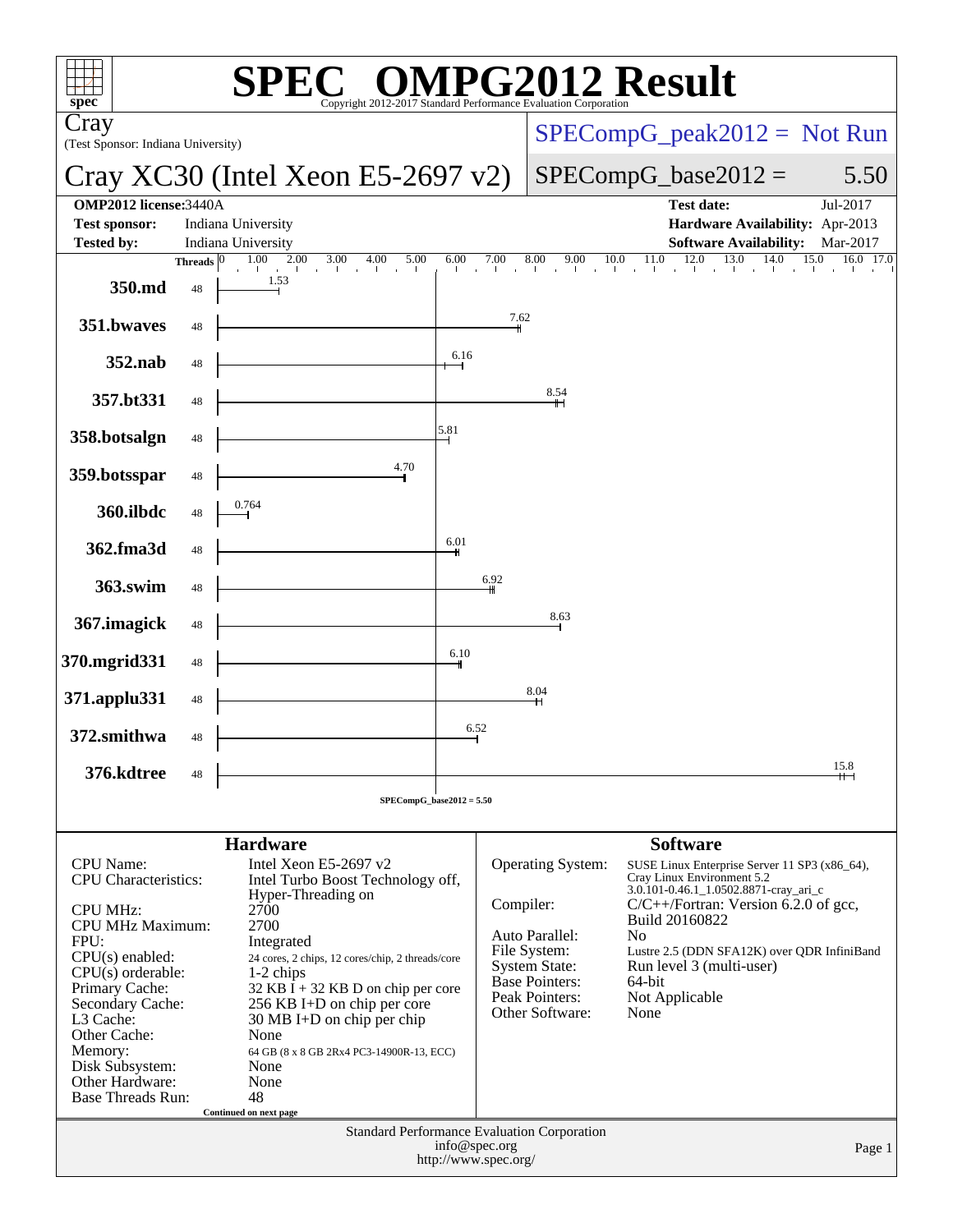# SPEC OMPG2012 Result

Copyright 2012-2017 Standard Performance Evaluation Corporation

**Cray**
(Test Sponsor: Indiana University)

## Cray XC30 (Intel Xeon E5-2697 v2)

SPECompG_peak2012 = Not Run

SPECompG_base2012 = 5.50

| | | | |
|---|---|---|---|
| **OMP2012 license:** 3440A | | **Test date:** | Jul-2017 |
| **Test sponsor:** | Indiana University | **Hardware Availability:** | Apr-2013 |
| **Tested by:** | Indiana University | **Software Availability:** | Mar-2017 |

| Benchmark | Threads | Base Ratio |
|---|---|---|
| 350.md | 48 | 1.53 |
| 351.bwaves | 48 | 7.62 |
| 352.nab | 48 | 6.16 |
| 357.bt331 | 48 | 8.54 |
| 358.botsalgn | 48 | 5.81 |
| 359.botsspar | 48 | 4.70 |
| 360.ilbdc | 48 | 0.764 |
| 362.fma3d | 48 | 6.01 |
| 363.swim | 48 | 6.92 |
| 367.imagick | 48 | 8.63 |
| 370.mgrid331 | 48 | 6.10 |
| 371.applu331 | 48 | 8.04 |
| 372.smithwa | 48 | 6.52 |
| 376.kdtree | 48 | 15.8 |

SPECompG_base2012 = 5.50

### Hardware

| | |
|---|---|
| CPU Name: | Intel Xeon E5-2697 v2 |
| CPU Characteristics: | Intel Turbo Boost Technology off, Hyper-Threading on |
| CPU MHz: | 2700 |
| CPU MHz Maximum: | 2700 |
| FPU: | Integrated |
| CPU(s) enabled: | 24 cores, 2 chips, 12 cores/chip, 2 threads/core |
| CPU(s) orderable: | 1-2 chips |
| Primary Cache: | 32 KB I + 32 KB D on chip per core |
| Secondary Cache: | 256 KB I+D on chip per core |
| L3 Cache: | 30 MB I+D on chip per chip |
| Other Cache: | None |
| Memory: | 64 GB (8 x 8 GB 2Rx4 PC3-14900R-13, ECC) |
| Disk Subsystem: | None |
| Other Hardware: | None |
| Base Threads Run: | 48 |

Continued on next page

### Software

| | |
|---|---|
| Operating System: | SUSE Linux Enterprise Server 11 SP3 (x86_64), Cray Linux Environment 5.2 3.0.101-0.46.1_1.0502.8871-cray_ari_c |
| Compiler: | C/C++/Fortran: Version 6.2.0 of gcc, Build 20160822 |
| Auto Parallel: | No |
| File System: | Lustre 2.5 (DDN SFA12K) over QDR InfiniBand |
| System State: | Run level 3 (multi-user) |
| Base Pointers: | 64-bit |
| Peak Pointers: | Not Applicable |
| Other Software: | None |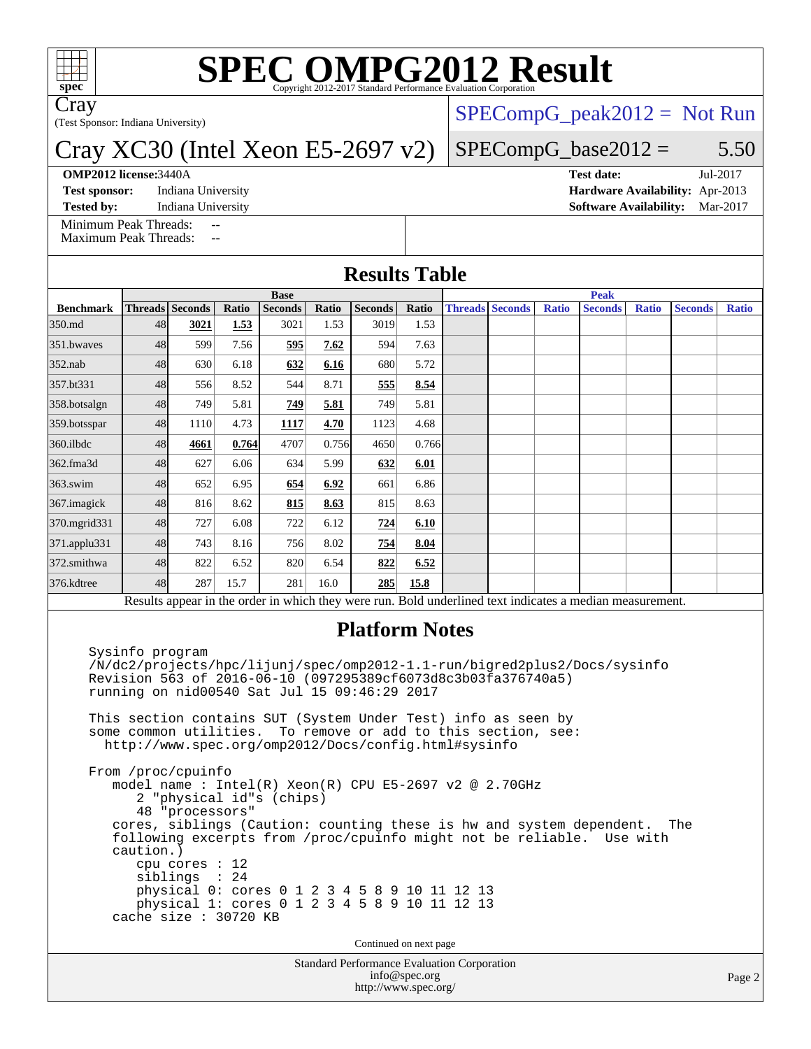# SPEC OMPG2012 Result

Copyright 2012-2017 Standard Performance Evaluation Corporation

**Cray**

(Test Sponsor: Indiana University)

## Cray XC30 (Intel Xeon E5-2697 v2)

SPECompG_peak2012 = Not Run

SPECompG_base2012 = 5.50

**OMP2012 license:** 3440A
**Test sponsor:** Indiana University
**Tested by:** Indiana University

**Test date:** Jul-2017
**Hardware Availability:** Apr-2013
**Software Availability:** Mar-2017

Minimum Peak Threads: --
Maximum Peak Threads: --

## Results Table

| | Base | | | | | | | Peak | | | | | | |
|---|---|---|---|---|---|---|---|---|---|---|---|---|---|---|
| **Benchmark** | **Threads** | **Seconds** | **Ratio** | **Seconds** | **Ratio** | **Seconds** | **Ratio** | **Threads** | **Seconds** | **Ratio** | **Seconds** | **Ratio** | **Seconds** | **Ratio** |
| 350.md | 48 | **3021** | **1.53** | 3021 | 1.53 | 3019 | 1.53 | | | | | | | |
| 351.bwaves | 48 | 599 | 7.56 | **595** | **7.62** | 594 | 7.63 | | | | | | | |
| 352.nab | 48 | 630 | 6.18 | **632** | **6.16** | 680 | 5.72 | | | | | | | |
| 357.bt331 | 48 | 556 | 8.52 | 544 | 8.71 | **555** | **8.54** | | | | | | | |
| 358.botsalgn | 48 | 749 | 5.81 | **749** | **5.81** | 749 | 5.81 | | | | | | | |
| 359.botsspar | 48 | 1110 | 4.73 | **1117** | **4.70** | 1123 | 4.68 | | | | | | | |
| 360.ilbdc | 48 | **4661** | **0.764** | 4707 | 0.756 | 4650 | 0.766 | | | | | | | |
| 362.fma3d | 48 | 627 | 6.06 | 634 | 5.99 | **632** | **6.01** | | | | | | | |
| 363.swim | 48 | 652 | 6.95 | **654** | **6.92** | 661 | 6.86 | | | | | | | |
| 367.imagick | 48 | 816 | 8.62 | **815** | **8.63** | 815 | 8.63 | | | | | | | |
| 370.mgrid331 | 48 | 727 | 6.08 | 722 | 6.12 | **724** | **6.10** | | | | | | | |
| 371.applu331 | 48 | 743 | 8.16 | 756 | 8.02 | **754** | **8.04** | | | | | | | |
| 372.smithwa | 48 | 822 | 6.52 | 820 | 6.54 | **822** | **6.52** | | | | | | | |
| 376.kdtree | 48 | 287 | 15.7 | 281 | 16.0 | **285** | **15.8** | | | | | | | |

Results appear in the order in which they were run. Bold underlined text indicates a median measurement.

## Platform Notes

```
Sysinfo program
/N/dc2/projects/hpc/lijunj/spec/omp2012-1.1-run/bigred2plus2/Docs/sysinfo
Revision 563 of 2016-06-10 (097295389cf6073d8c3b03fa376740a5)
running on nid00540 Sat Jul 15 09:46:29 2017

This section contains SUT (System Under Test) info as seen by
some common utilities.  To remove or add to this section, see:
  http://www.spec.org/omp2012/Docs/config.html#sysinfo

From /proc/cpuinfo
   model name : Intel(R) Xeon(R) CPU E5-2697 v2 @ 2.70GHz
      2 "physical id"s (chips)
      48 "processors"
   cores, siblings (Caution: counting these is hw and system dependent.  The
   following excerpts from /proc/cpuinfo might not be reliable.  Use with
   caution.)
      cpu cores : 12
      siblings  : 24
      physical 0: cores 0 1 2 3 4 5 8 9 10 11 12 13
      physical 1: cores 0 1 2 3 4 5 8 9 10 11 12 13
   cache size : 30720 KB
```

Continued on next page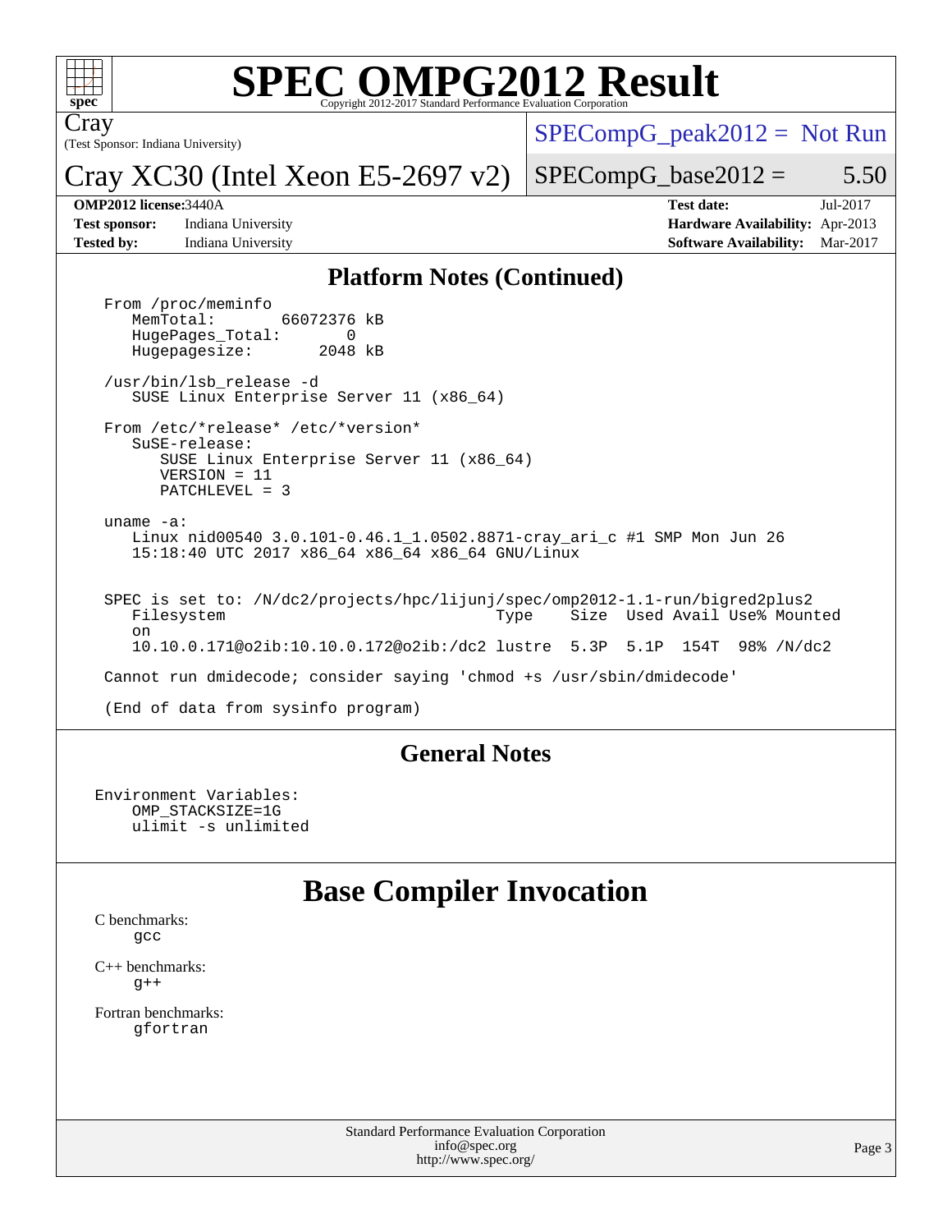# SPEC OMPG2012 Result

Copyright 2012-2017 Standard Performance Evaluation Corporation

Cray

(Test Sponsor: Indiana University)

Cray XC30 (Intel Xeon E5-2697 v2)

SPECompG_peak2012 = Not Run

SPECompG_base2012 = 5.50

**OMP2012 license:** 3440A
**Test sponsor:** Indiana University
**Tested by:** Indiana University

**Test date:** Jul-2017
**Hardware Availability:** Apr-2013
**Software Availability:** Mar-2017

## Platform Notes (Continued)

```
From /proc/meminfo
   MemTotal:        66072376 kB
   HugePages_Total:        0
   Hugepagesize:        2048 kB

/usr/bin/lsb_release -d
   SUSE Linux Enterprise Server 11 (x86_64)

From /etc/*release* /etc/*version*
   SuSE-release:
      SUSE Linux Enterprise Server 11 (x86_64)
      VERSION = 11
      PATCHLEVEL = 3

uname -a:
   Linux nid00540 3.0.101-0.46.1_1.0502.8871-cray_ari_c #1 SMP Mon Jun 26
   15:18:40 UTC 2017 x86_64 x86_64 x86_64 GNU/Linux


SPEC is set to: /N/dc2/projects/hpc/lijunj/spec/omp2012-1.1-run/bigred2plus2
   Filesystem                                 Type     Size  Used Avail Use% Mounted
   on
   10.10.0.171@o2ib:10.10.0.172@o2ib:/dc2 lustre  5.3P  5.1P  154T  98% /N/dc2

Cannot run dmidecode; consider saying 'chmod +s /usr/sbin/dmidecode'

(End of data from sysinfo program)
```

## General Notes

```
Environment Variables:
    OMP_STACKSIZE=1G
    ulimit -s unlimited
```

# Base Compiler Invocation

C benchmarks:
  gcc

C++ benchmarks:
  g++

Fortran benchmarks:
  gfortran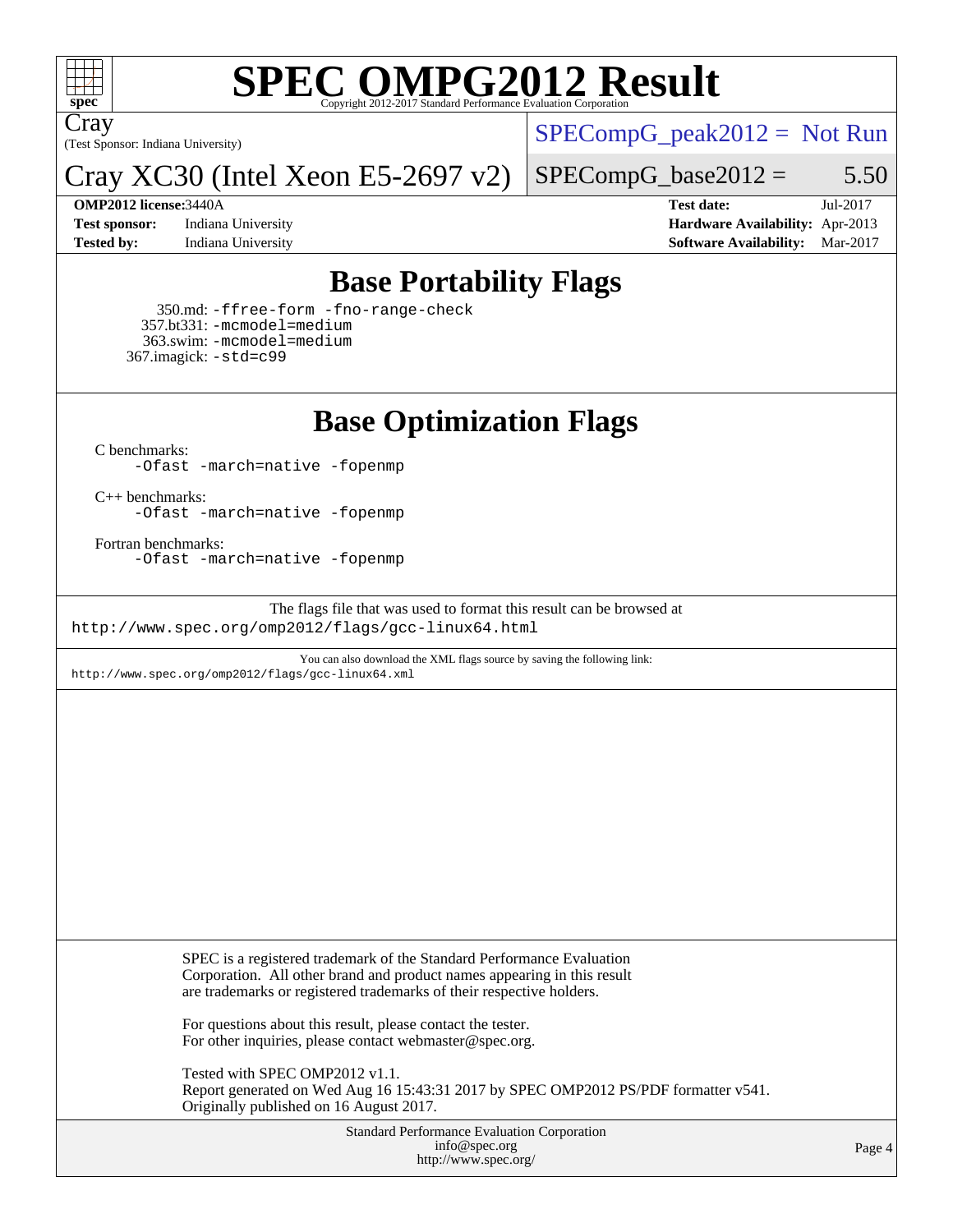# Base Portability Flags

350.md: -ffree-form -fno-range-check
357.bt331: -mcmodel=medium
363.swim: -mcmodel=medium
367.imagick: -std=c99

# Base Optimization Flags

C benchmarks:
-Ofast -march=native -fopenmp

C++ benchmarks:
-Ofast -march=native -fopenmp

Fortran benchmarks:
-Ofast -march=native -fopenmp

The flags file that was used to format this result can be browsed at
http://www.spec.org/omp2012/flags/gcc-linux64.html

You can also download the XML flags source by saving the following link:
http://www.spec.org/omp2012/flags/gcc-linux64.xml

SPEC is a registered trademark of the Standard Performance Evaluation Corporation. All other brand and product names appearing in this result are trademarks or registered trademarks of their respective holders.

For questions about this result, please contact the tester.
For other inquiries, please contact webmaster@spec.org.

Tested with SPEC OMP2012 v1.1.
Report generated on Wed Aug 16 15:43:31 2017 by SPEC OMP2012 PS/PDF formatter v541.
Originally published on 16 August 2017.